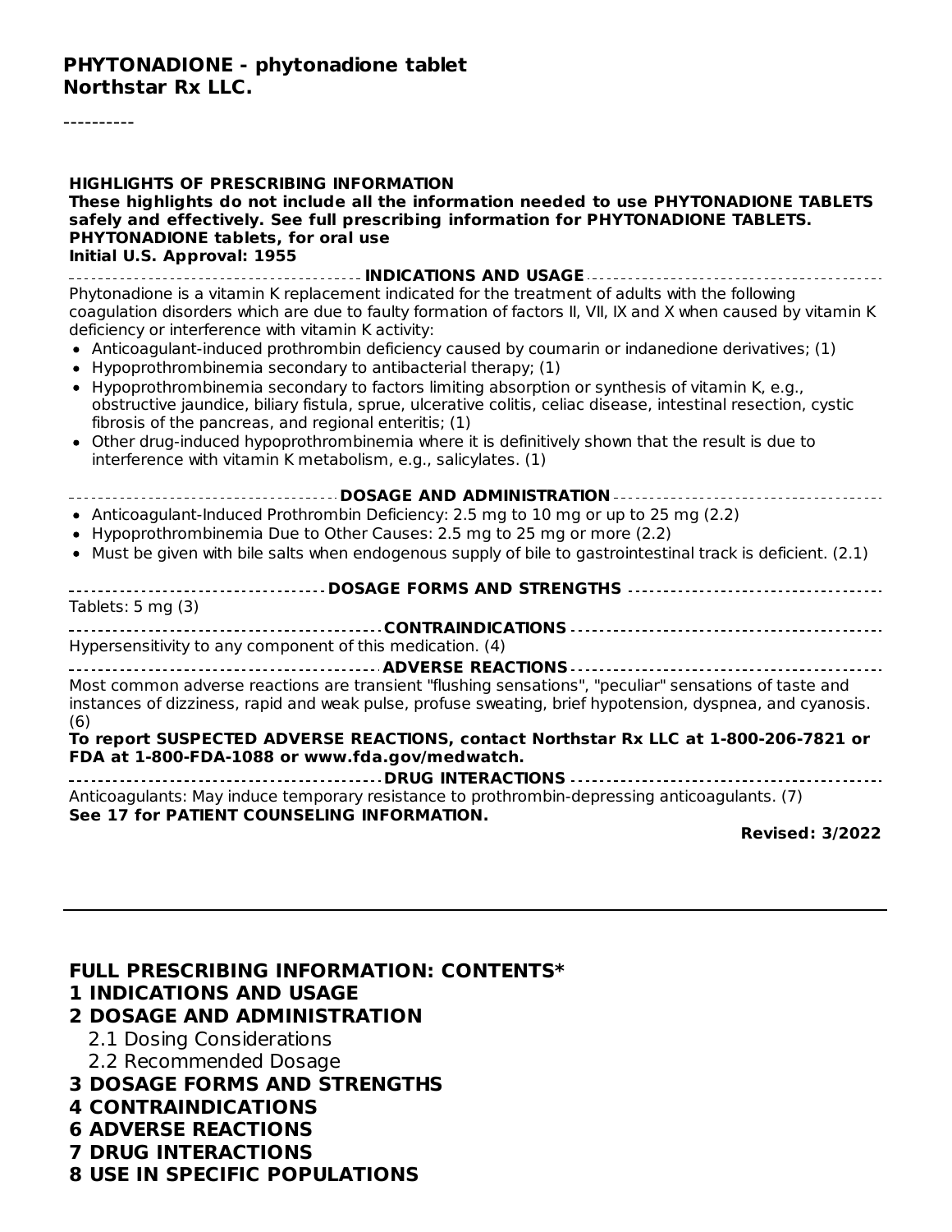**PHYTONADIONE - phytonadione tablet**
**Northstar Rx LLC.**

----------

**HIGHLIGHTS OF PRESCRIBING INFORMATION**
**These highlights do not include all the information needed to use PHYTONADIONE TABLETS safely and effectively. See full prescribing information for PHYTONADIONE TABLETS.**
**PHYTONADIONE tablets, for oral use**
**Initial U.S. Approval: 1955**

**INDICATIONS AND USAGE**

Phytonadione is a vitamin K replacement indicated for the treatment of adults with the following coagulation disorders which are due to faulty formation of factors II, VII, IX and X when caused by vitamin K deficiency or interference with vitamin K activity:

- Anticoagulant-induced prothrombin deficiency caused by coumarin or indanedione derivatives; (1)
- Hypoprothrombinemia secondary to antibacterial therapy; (1)
- Hypoprothrombinemia secondary to factors limiting absorption or synthesis of vitamin K, e.g., obstructive jaundice, biliary fistula, sprue, ulcerative colitis, celiac disease, intestinal resection, cystic fibrosis of the pancreas, and regional enteritis; (1)
- Other drug-induced hypoprothrombinemia where it is definitively shown that the result is due to interference with vitamin K metabolism, e.g., salicylates. (1)

**DOSAGE AND ADMINISTRATION**

- Anticoagulant-Induced Prothrombin Deficiency: 2.5 mg to 10 mg or up to 25 mg (2.2)
- Hypoprothrombinemia Due to Other Causes: 2.5 mg to 25 mg or more (2.2)
- Must be given with bile salts when endogenous supply of bile to gastrointestinal track is deficient. (2.1)

**DOSAGE FORMS AND STRENGTHS**

Tablets: 5 mg (3)

**CONTRAINDICATIONS**

Hypersensitivity to any component of this medication. (4)

**ADVERSE REACTIONS**

Most common adverse reactions are transient "flushing sensations", "peculiar" sensations of taste and instances of dizziness, rapid and weak pulse, profuse sweating, brief hypotension, dyspnea, and cyanosis. (6)

**To report SUSPECTED ADVERSE REACTIONS, contact Northstar Rx LLC at 1-800-206-7821 or FDA at 1-800-FDA-1088 or www.fda.gov/medwatch.**

**DRUG INTERACTIONS**

Anticoagulants: May induce temporary resistance to prothrombin-depressing anticoagulants. (7)

**See 17 for PATIENT COUNSELING INFORMATION.**

**Revised: 3/2022**

---

**FULL PRESCRIBING INFORMATION: CONTENTS***

**1 INDICATIONS AND USAGE**
**2 DOSAGE AND ADMINISTRATION**
 2.1 Dosing Considerations
 2.2 Recommended Dosage
**3 DOSAGE FORMS AND STRENGTHS**
**4 CONTRAINDICATIONS**
**6 ADVERSE REACTIONS**
**7 DRUG INTERACTIONS**
**8 USE IN SPECIFIC POPULATIONS**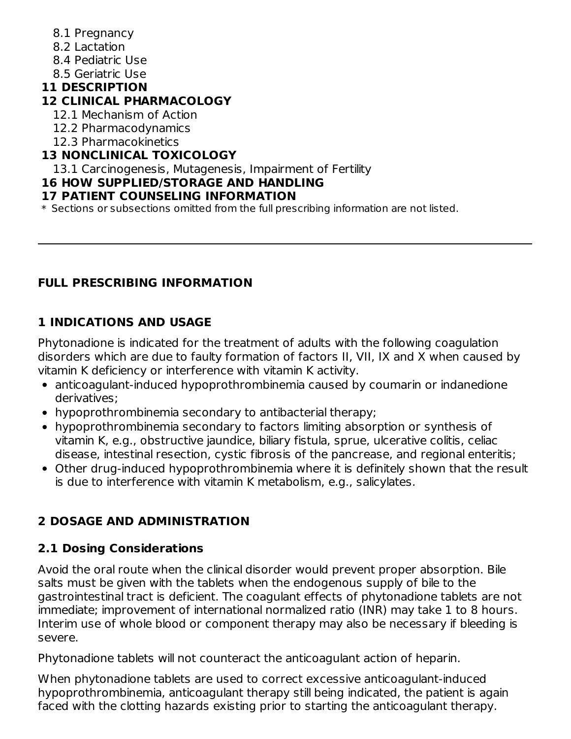8.1 Pregnancy
8.2 Lactation
8.4 Pediatric Use
8.5 Geriatric Use

**11 DESCRIPTION**

**12 CLINICAL PHARMACOLOGY**

12.1 Mechanism of Action
12.2 Pharmacodynamics
12.3 Pharmacokinetics

**13 NONCLINICAL TOXICOLOGY**

13.1 Carcinogenesis, Mutagenesis, Impairment of Fertility

**16 HOW SUPPLIED/STORAGE AND HANDLING**

**17 PATIENT COUNSELING INFORMATION**

* Sections or subsections omitted from the full prescribing information are not listed.

---

## FULL PRESCRIBING INFORMATION

## 1 INDICATIONS AND USAGE

Phytonadione is indicated for the treatment of adults with the following coagulation disorders which are due to faulty formation of factors II, VII, IX and X when caused by vitamin K deficiency or interference with vitamin K activity.

- anticoagulant-induced hypoprothrombinemia caused by coumarin or indanedione derivatives;
- hypoprothrombinemia secondary to antibacterial therapy;
- hypoprothrombinemia secondary to factors limiting absorption or synthesis of vitamin K, e.g., obstructive jaundice, biliary fistula, sprue, ulcerative colitis, celiac disease, intestinal resection, cystic fibrosis of the pancrease, and regional enteritis;
- Other drug-induced hypoprothrombinemia where it is definitely shown that the result is due to interference with vitamin K metabolism, e.g., salicylates.

## 2 DOSAGE AND ADMINISTRATION

### 2.1 Dosing Considerations

Avoid the oral route when the clinical disorder would prevent proper absorption. Bile salts must be given with the tablets when the endogenous supply of bile to the gastrointestinal tract is deficient. The coagulant effects of phytonadione tablets are not immediate; improvement of international normalized ratio (INR) may take 1 to 8 hours. Interim use of whole blood or component therapy may also be necessary if bleeding is severe.

Phytonadione tablets will not counteract the anticoagulant action of heparin.

When phytonadione tablets are used to correct excessive anticoagulant-induced hypoprothrombinemia, anticoagulant therapy still being indicated, the patient is again faced with the clotting hazards existing prior to starting the anticoagulant therapy.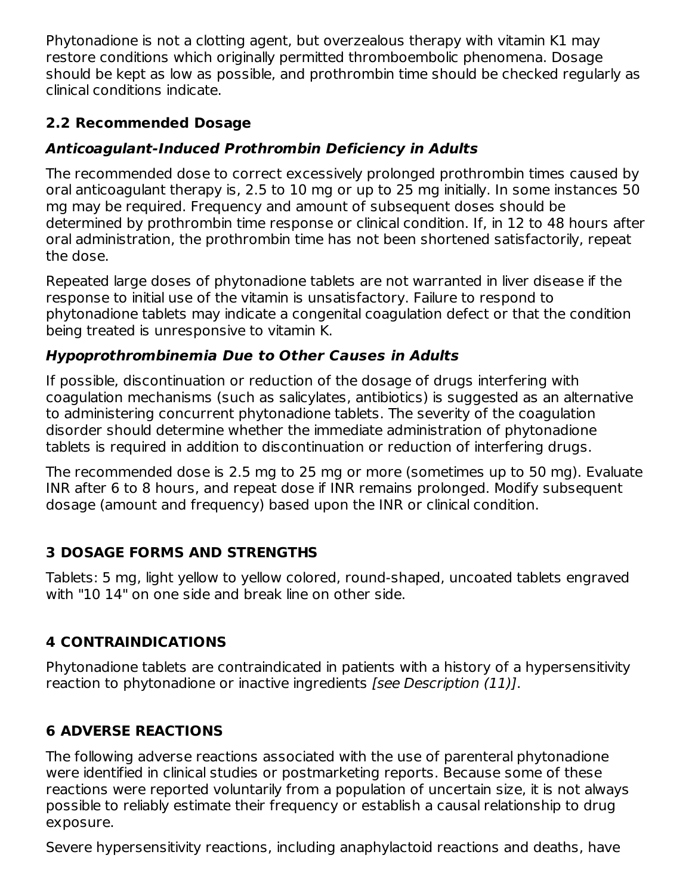Phytonadione is not a clotting agent, but overzealous therapy with vitamin K1 may restore conditions which originally permitted thromboembolic phenomena. Dosage should be kept as low as possible, and prothrombin time should be checked regularly as clinical conditions indicate.

### 2.2 Recommended Dosage

***Anticoagulant-Induced Prothrombin Deficiency in Adults***

The recommended dose to correct excessively prolonged prothrombin times caused by oral anticoagulant therapy is, 2.5 to 10 mg or up to 25 mg initially. In some instances 50 mg may be required. Frequency and amount of subsequent doses should be determined by prothrombin time response or clinical condition. If, in 12 to 48 hours after oral administration, the prothrombin time has not been shortened satisfactorily, repeat the dose.

Repeated large doses of phytonadione tablets are not warranted in liver disease if the response to initial use of the vitamin is unsatisfactory. Failure to respond to phytonadione tablets may indicate a congenital coagulation defect or that the condition being treated is unresponsive to vitamin K.

***Hypoprothrombinemia Due to Other Causes in Adults***

If possible, discontinuation or reduction of the dosage of drugs interfering with coagulation mechanisms (such as salicylates, antibiotics) is suggested as an alternative to administering concurrent phytonadione tablets. The severity of the coagulation disorder should determine whether the immediate administration of phytonadione tablets is required in addition to discontinuation or reduction of interfering drugs.

The recommended dose is 2.5 mg to 25 mg or more (sometimes up to 50 mg). Evaluate INR after 6 to 8 hours, and repeat dose if INR remains prolonged. Modify subsequent dosage (amount and frequency) based upon the INR or clinical condition.

## 3 DOSAGE FORMS AND STRENGTHS

Tablets: 5 mg, light yellow to yellow colored, round-shaped, uncoated tablets engraved with "10 14" on one side and break line on other side.

## 4 CONTRAINDICATIONS

Phytonadione tablets are contraindicated in patients with a history of a hypersensitivity reaction to phytonadione or inactive ingredients *[see Description (11)]*.

## 6 ADVERSE REACTIONS

The following adverse reactions associated with the use of parenteral phytonadione were identified in clinical studies or postmarketing reports. Because some of these reactions were reported voluntarily from a population of uncertain size, it is not always possible to reliably estimate their frequency or establish a causal relationship to drug exposure.

Severe hypersensitivity reactions, including anaphylactoid reactions and deaths, have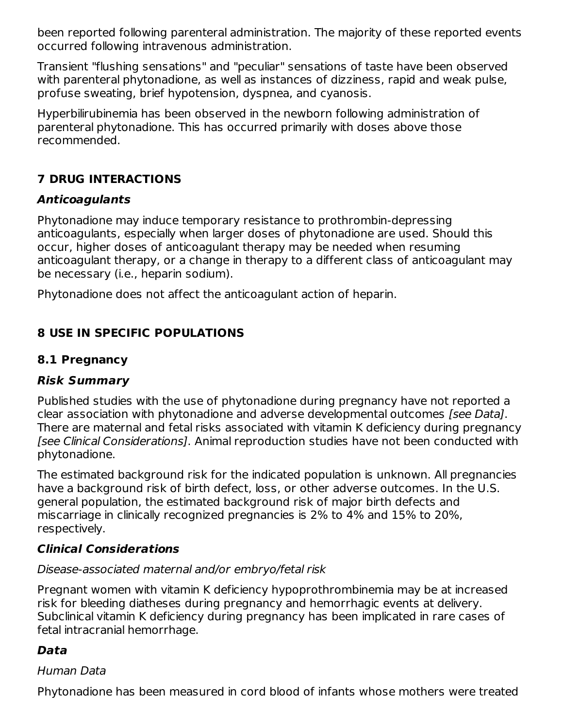been reported following parenteral administration. The majority of these reported events occurred following intravenous administration.

Transient "flushing sensations" and "peculiar" sensations of taste have been observed with parenteral phytonadione, as well as instances of dizziness, rapid and weak pulse, profuse sweating, brief hypotension, dyspnea, and cyanosis.

Hyperbilirubinemia has been observed in the newborn following administration of parenteral phytonadione. This has occurred primarily with doses above those recommended.

## 7 DRUG INTERACTIONS

### *Anticoagulants*

Phytonadione may induce temporary resistance to prothrombin-depressing anticoagulants, especially when larger doses of phytonadione are used. Should this occur, higher doses of anticoagulant therapy may be needed when resuming anticoagulant therapy, or a change in therapy to a different class of anticoagulant may be necessary (i.e., heparin sodium).

Phytonadione does not affect the anticoagulant action of heparin.

## 8 USE IN SPECIFIC POPULATIONS

### 8.1 Pregnancy

#### *Risk Summary*

Published studies with the use of phytonadione during pregnancy have not reported a clear association with phytonadione and adverse developmental outcomes *[see Data]*. There are maternal and fetal risks associated with vitamin K deficiency during pregnancy *[see Clinical Considerations]*. Animal reproduction studies have not been conducted with phytonadione.

The estimated background risk for the indicated population is unknown. All pregnancies have a background risk of birth defect, loss, or other adverse outcomes. In the U.S. general population, the estimated background risk of major birth defects and miscarriage in clinically recognized pregnancies is 2% to 4% and 15% to 20%, respectively.

#### *Clinical Considerations*

*Disease-associated maternal and/or embryo/fetal risk*

Pregnant women with vitamin K deficiency hypoprothrombinemia may be at increased risk for bleeding diatheses during pregnancy and hemorrhagic events at delivery. Subclinical vitamin K deficiency during pregnancy has been implicated in rare cases of fetal intracranial hemorrhage.

#### *Data*

*Human Data*

Phytonadione has been measured in cord blood of infants whose mothers were treated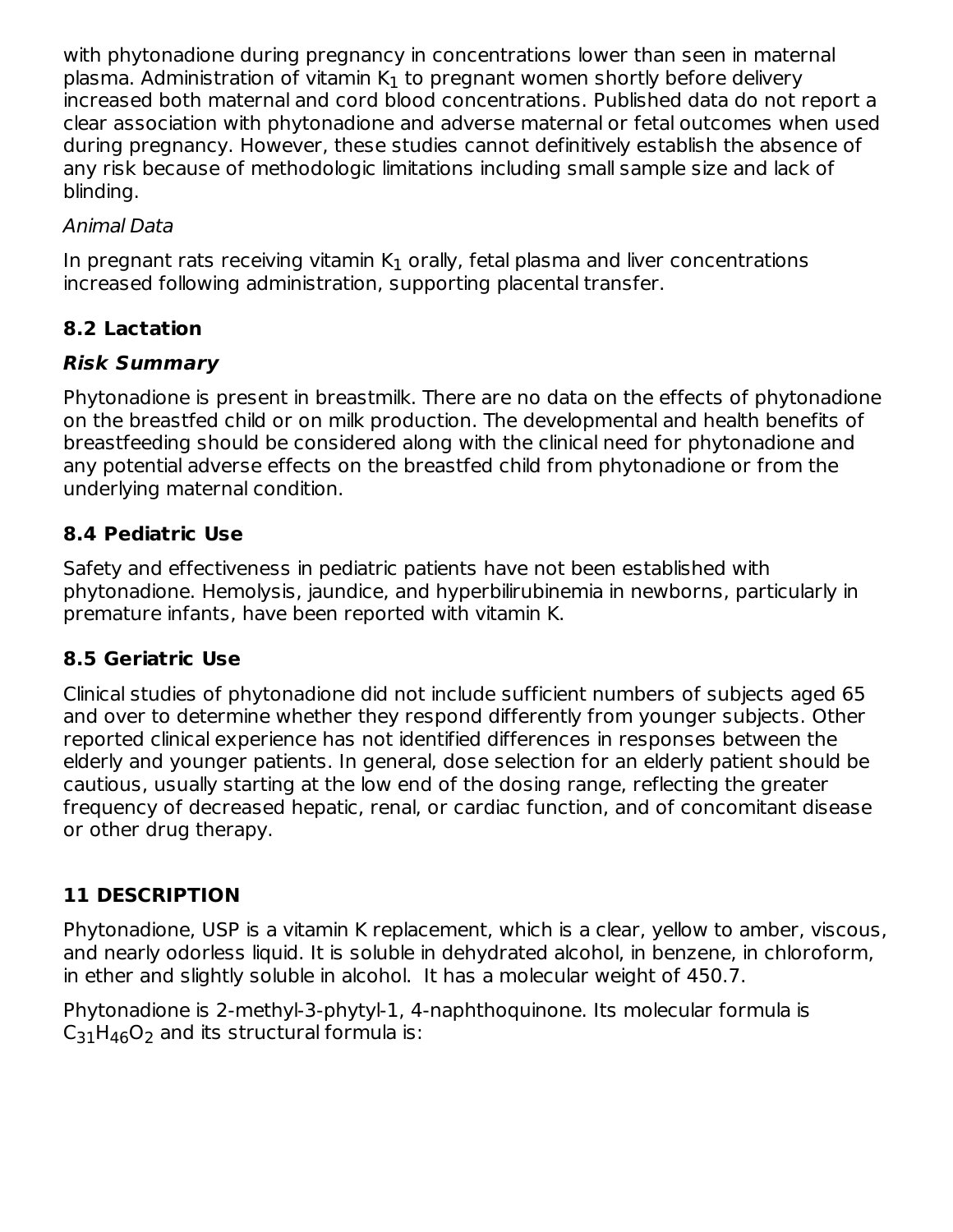with phytonadione during pregnancy in concentrations lower than seen in maternal plasma. Administration of vitamin $K_1$ to pregnant women shortly before delivery increased both maternal and cord blood concentrations. Published data do not report a clear association with phytonadione and adverse maternal or fetal outcomes when used during pregnancy. However, these studies cannot definitively establish the absence of any risk because of methodologic limitations including small sample size and lack of blinding.

*Animal Data*

In pregnant rats receiving vitamin $K_1$ orally, fetal plasma and liver concentrations increased following administration, supporting placental transfer.

### 8.2 Lactation

***Risk Summary***

Phytonadione is present in breastmilk. There are no data on the effects of phytonadione on the breastfed child or on milk production. The developmental and health benefits of breastfeeding should be considered along with the clinical need for phytonadione and any potential adverse effects on the breastfed child from phytonadione or from the underlying maternal condition.

### 8.4 Pediatric Use

Safety and effectiveness in pediatric patients have not been established with phytonadione. Hemolysis, jaundice, and hyperbilirubinemia in newborns, particularly in premature infants, have been reported with vitamin K.

### 8.5 Geriatric Use

Clinical studies of phytonadione did not include sufficient numbers of subjects aged 65 and over to determine whether they respond differently from younger subjects. Other reported clinical experience has not identified differences in responses between the elderly and younger patients. In general, dose selection for an elderly patient should be cautious, usually starting at the low end of the dosing range, reflecting the greater frequency of decreased hepatic, renal, or cardiac function, and of concomitant disease or other drug therapy.

## 11 DESCRIPTION

Phytonadione, USP is a vitamin K replacement, which is a clear, yellow to amber, viscous, and nearly odorless liquid. It is soluble in dehydrated alcohol, in benzene, in chloroform, in ether and slightly soluble in alcohol. It has a molecular weight of 450.7.

Phytonadione is 2-methyl-3-phytyl-1, 4-naphthoquinone. Its molecular formula is $C_{31}H_{46}O_2$ and its structural formula is: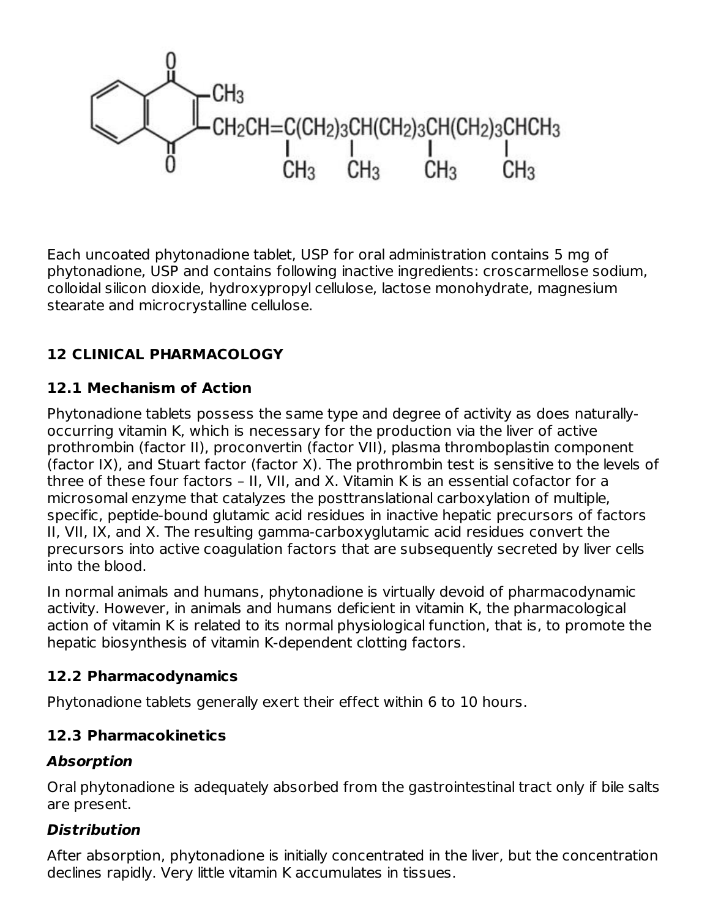Each uncoated phytonadione tablet, USP for oral administration contains 5 mg of phytonadione, USP and contains following inactive ingredients: croscarmellose sodium, colloidal silicon dioxide, hydroxypropyl cellulose, lactose monohydrate, magnesium stearate and microcrystalline cellulose.

## 12 CLINICAL PHARMACOLOGY

### 12.1 Mechanism of Action

Phytonadione tablets possess the same type and degree of activity as does naturally-occurring vitamin K, which is necessary for the production via the liver of active prothrombin (factor II), proconvertin (factor VII), plasma thromboplastin component (factor IX), and Stuart factor (factor X). The prothrombin test is sensitive to the levels of three of these four factors – II, VII, and X. Vitamin K is an essential cofactor for a microsomal enzyme that catalyzes the posttranslational carboxylation of multiple, specific, peptide-bound glutamic acid residues in inactive hepatic precursors of factors II, VII, IX, and X. The resulting gamma-carboxyglutamic acid residues convert the precursors into active coagulation factors that are subsequently secreted by liver cells into the blood.

In normal animals and humans, phytonadione is virtually devoid of pharmacodynamic activity. However, in animals and humans deficient in vitamin K, the pharmacological action of vitamin K is related to its normal physiological function, that is, to promote the hepatic biosynthesis of vitamin K-dependent clotting factors.

### 12.2 Pharmacodynamics

Phytonadione tablets generally exert their effect within 6 to 10 hours.

### 12.3 Pharmacokinetics

***Absorption***

Oral phytonadione is adequately absorbed from the gastrointestinal tract only if bile salts are present.

***Distribution***

After absorption, phytonadione is initially concentrated in the liver, but the concentration declines rapidly. Very little vitamin K accumulates in tissues.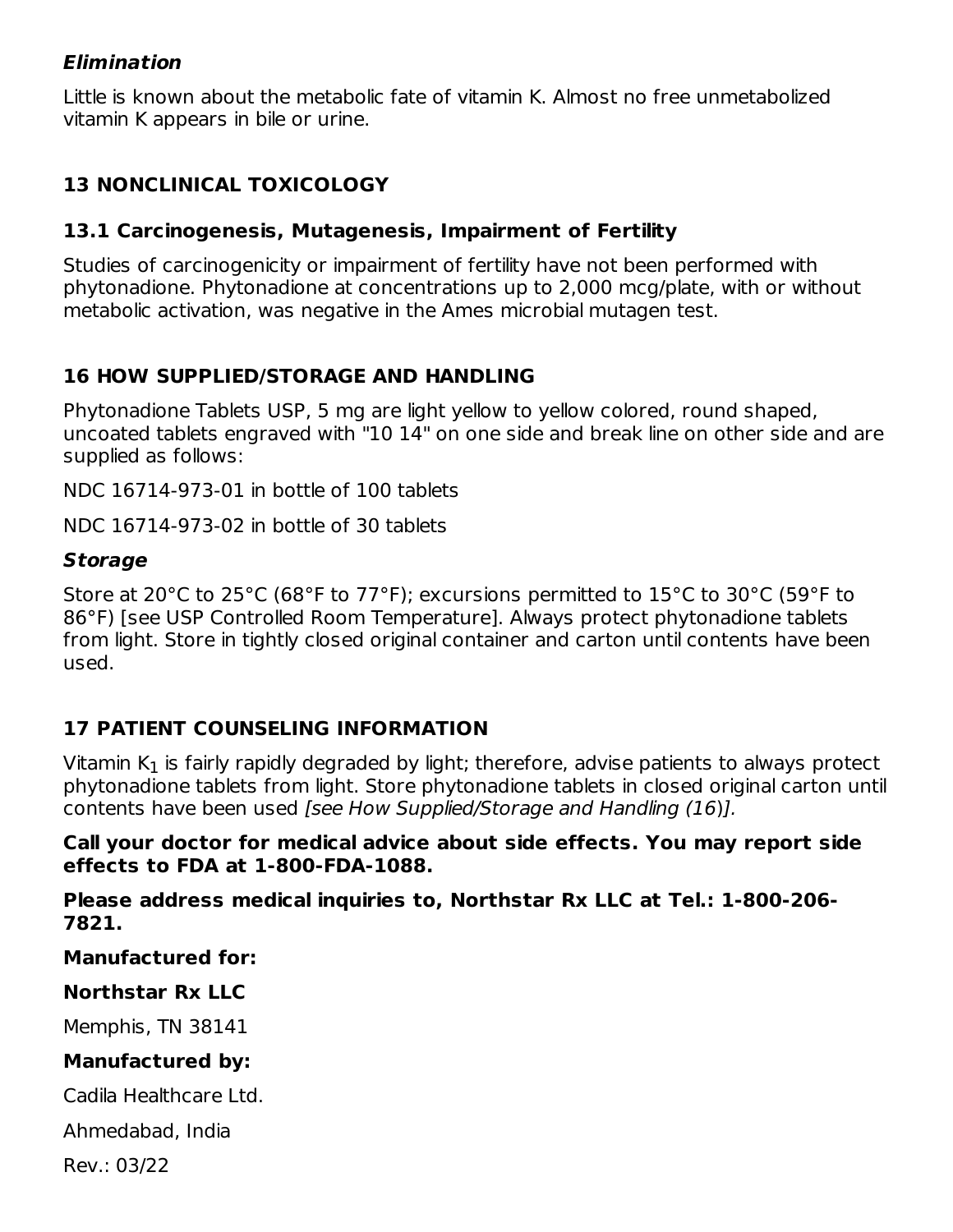### *Elimination*

Little is known about the metabolic fate of vitamin K. Almost no free unmetabolized vitamin K appears in bile or urine.

## 13 NONCLINICAL TOXICOLOGY

### 13.1 Carcinogenesis, Mutagenesis, Impairment of Fertility

Studies of carcinogenicity or impairment of fertility have not been performed with phytonadione. Phytonadione at concentrations up to 2,000 mcg/plate, with or without metabolic activation, was negative in the Ames microbial mutagen test.

## 16 HOW SUPPLIED/STORAGE AND HANDLING

Phytonadione Tablets USP, 5 mg are light yellow to yellow colored, round shaped, uncoated tablets engraved with "10 14" on one side and break line on other side and are supplied as follows:

NDC 16714-973-01 in bottle of 100 tablets

NDC 16714-973-02 in bottle of 30 tablets

### *Storage*

Store at 20°C to 25°C (68°F to 77°F); excursions permitted to 15°C to 30°C (59°F to 86°F) [see USP Controlled Room Temperature]. Always protect phytonadione tablets from light. Store in tightly closed original container and carton until contents have been used.

## 17 PATIENT COUNSELING INFORMATION

Vitamin $K_1$ is fairly rapidly degraded by light; therefore, advise patients to always protect phytonadione tablets from light. Store phytonadione tablets in closed original carton until contents have been used *[see How Supplied/Storage and Handling (16)].*

**Call your doctor for medical advice about side effects. You may report side effects to FDA at 1-800-FDA-1088.**

**Please address medical inquiries to, Northstar Rx LLC at Tel.: 1-800-206-7821.**

**Manufactured for:**

**Northstar Rx LLC**

Memphis, TN 38141

**Manufactured by:**

Cadila Healthcare Ltd.

Ahmedabad, India

Rev.: 03/22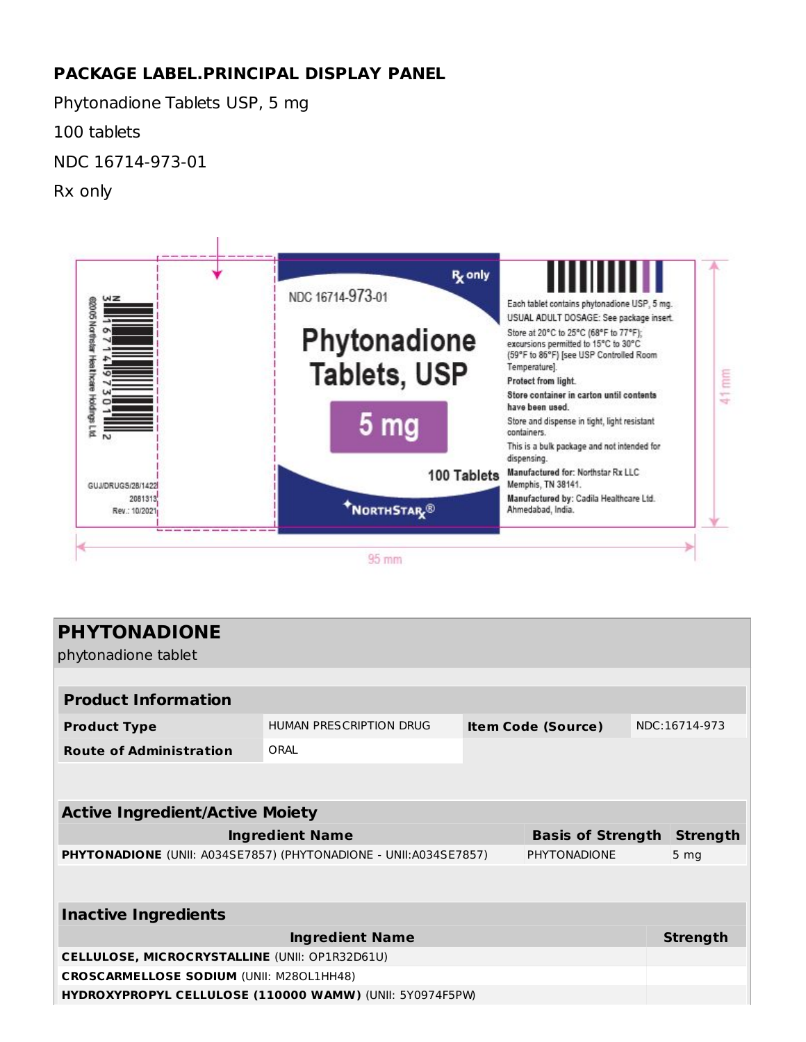## PACKAGE LABEL.PRINCIPAL DISPLAY PANEL

Phytonadione Tablets USP, 5 mg

100 tablets

NDC 16714-973-01

Rx only

NDC 16714-973-01

Rx only

Phytonadione Tablets, USP

5 mg

100 Tablets

NORTHSTAR Rx®

Each tablet contains phytonadione USP, 5 mg.

USUAL ADULT DOSAGE: See package insert.

Store at 20°C to 25°C (68°F to 77°F); excursions permitted to 15°C to 30°C (59°F to 86°F) [see USP Controlled Room Temperature].

**Protect from light.**

**Store container in carton until contents have been used.**

Store and dispense in tight, light resistant containers.

This is a bulk package and not intended for dispensing.

**Manufactured for:** Northstar Rx LLC Memphis, TN 38141.

**Manufactured by:** Cadila Healthcare Ltd. Ahmedabad, India.

©2005 Northstar Healthcare Holdings Ltd.

N 3 16714 97301 2

GUJ/DRUGS/28/1422

2081313

Rev.: 10/2021

95 mm

41 mm

| **PHYTONADIONE** | | | |
|---|---|---|---|
| phytonadione tablet | | | |
| **Product Information** | | | |
| **Product Type** | HUMAN PRESCRIPTION DRUG | **Item Code (Source)** | NDC:16714-973 |
| **Route of Administration** | ORAL | | |

| **Active Ingredient/Active Moiety** | | |
|---|---|---|
| **Ingredient Name** | **Basis of Strength** | **Strength** |
| **PHYTONADIONE** (UNII: A034SE7857) (PHYTONADIONE - UNII:A034SE7857) | PHYTONADIONE | 5 mg |

| **Inactive Ingredients** | |
|---|---|
| **Ingredient Name** | **Strength** |
| **CELLULOSE, MICROCRYSTALLINE** (UNII: OP1R32D61U) | |
| **CROSCARMELLOSE SODIUM** (UNII: M28OL1HH48) | |
| **HYDROXYPROPYL CELLULOSE (110000 WAMW)** (UNII: 5Y0974F5PW) | |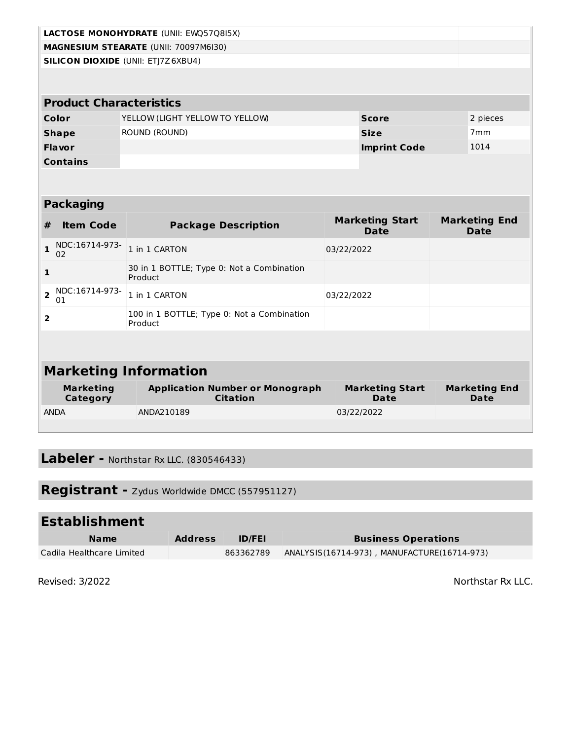| | |
|---|---|
| **LACTOSE MONOHYDRATE** (UNII: EWQ57Q8I5X) | |
| **MAGNESIUM STEARATE** (UNII: 70097M6I30) | |
| **SILICON DIOXIDE** (UNII: ETJ7Z6XBU4) | |

**Product Characteristics**

| | | | |
|---|---|---|---|
| **Color** | YELLOW (LIGHT YELLOW TO YELLOW) | **Score** | 2 pieces |
| **Shape** | ROUND (ROUND) | **Size** | 7mm |
| **Flavor** | | **Imprint Code** | 1014 |
| **Contains** | | | |

**Packaging**

| # | Item Code | Package Description | Marketing Start Date | Marketing End Date |
|---|---|---|---|---|
| 1 | NDC:16714-973-02 | 1 in 1 CARTON | 03/22/2022 | |
| 1 | | 30 in 1 BOTTLE; Type 0: Not a Combination Product | | |
| 2 | NDC:16714-973-01 | 1 in 1 CARTON | 03/22/2022 | |
| 2 | | 100 in 1 BOTTLE; Type 0: Not a Combination Product | | |

**Marketing Information**

| Marketing Category | Application Number or Monograph Citation | Marketing Start Date | Marketing End Date |
|---|---|---|---|
| ANDA | ANDA210189 | 03/22/2022 | |

## Labeler - Northstar Rx LLC. (830546433)

## Registrant - Zydus Worldwide DMCC (557951127)

## Establishment

| Name | Address | ID/FEI | Business Operations |
|---|---|---|---|
| Cadila Healthcare Limited | | 863362789 | ANALYSIS(16714-973) , MANUFACTURE(16714-973) |

Revised: 3/2022

Northstar Rx LLC.